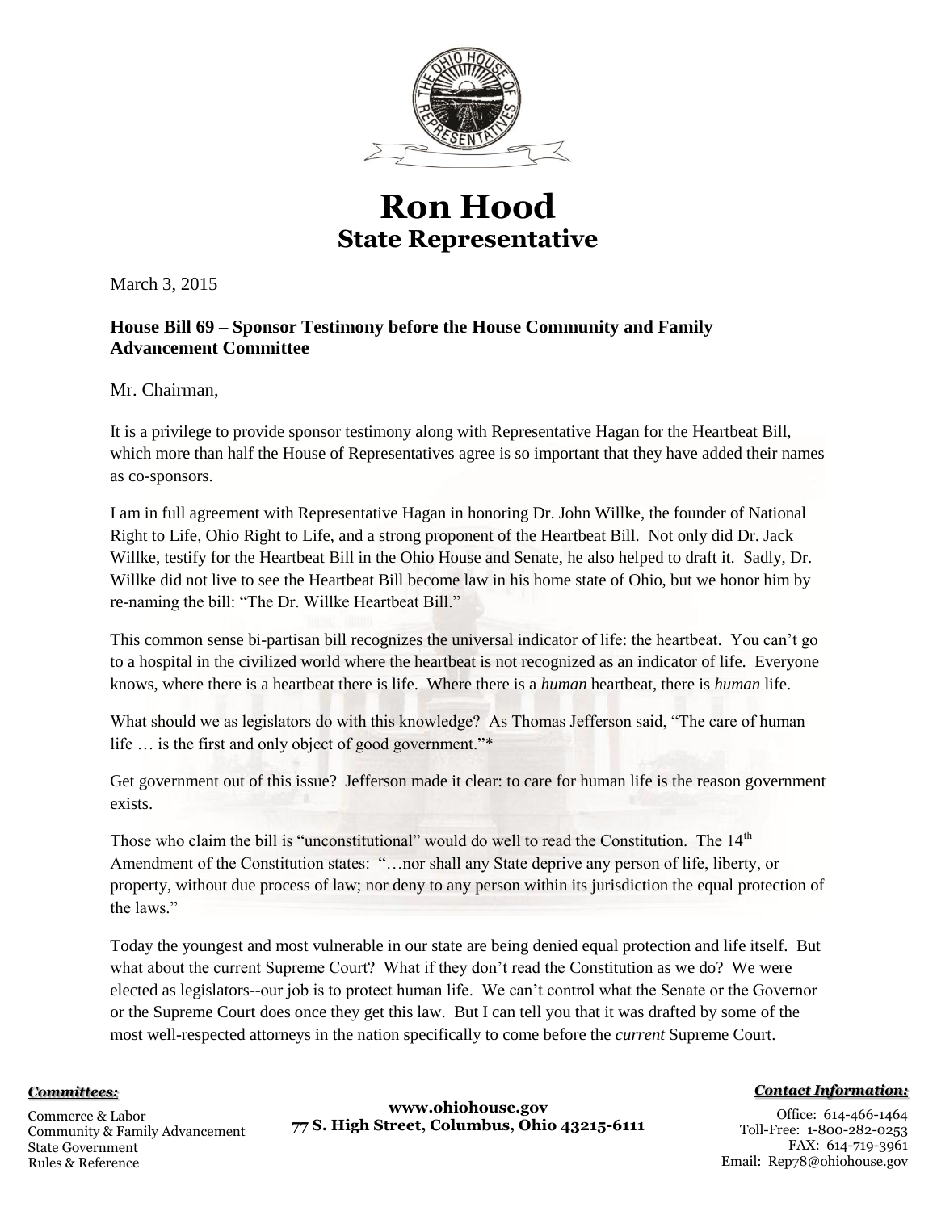# Ron Hood

## State Representative

March 3, 2015

**House Bill 69 – Sponsor Testimony before the House Community and Family Advancement Committee**

Mr. Chairman,

It is a privilege to provide sponsor testimony along with Representative Hagan for the Heartbeat Bill, which more than half the House of Representatives agree is so important that they have added their names as co-sponsors.

I am in full agreement with Representative Hagan in honoring Dr. John Willke, the founder of National Right to Life, Ohio Right to Life, and a strong proponent of the Heartbeat Bill. Not only did Dr. Jack Willke, testify for the Heartbeat Bill in the Ohio House and Senate, he also helped to draft it. Sadly, Dr. Willke did not live to see the Heartbeat Bill become law in his home state of Ohio, but we honor him by re-naming the bill: "The Dr. Willke Heartbeat Bill."

This common sense bi-partisan bill recognizes the universal indicator of life: the heartbeat. You can't go to a hospital in the civilized world where the heartbeat is not recognized as an indicator of life. Everyone knows, where there is a heartbeat there is life. Where there is a *human* heartbeat, there is *human* life.

What should we as legislators do with this knowledge? As Thomas Jefferson said, "The care of human life … is the first and only object of good government."*

Get government out of this issue? Jefferson made it clear: to care for human life is the reason government exists.

Those who claim the bill is "unconstitutional" would do well to read the Constitution. The 14th Amendment of the Constitution states: "…nor shall any State deprive any person of life, liberty, or property, without due process of law; nor deny to any person within its jurisdiction the equal protection of the laws."

Today the youngest and most vulnerable in our state are being denied equal protection and life itself. But what about the current Supreme Court? What if they don't read the Constitution as we do? We were elected as legislators--our job is to protect human life. We can't control what the Senate or the Governor or the Supreme Court does once they get this law. But I can tell you that it was drafted by some of the most well-respected attorneys in the nation specifically to come before the *current* Supreme Court.

***Committees:***

Commerce & Labor
Community & Family Advancement
State Government
Rules & Reference

**www.ohiohouse.gov**
**77 S. High Street, Columbus, Ohio 43215-6111**

***Contact Information:***

Office: 614-466-1464
Toll-Free: 1-800-282-0253
FAX: 614-719-3961
Email: Rep78@ohiohouse.gov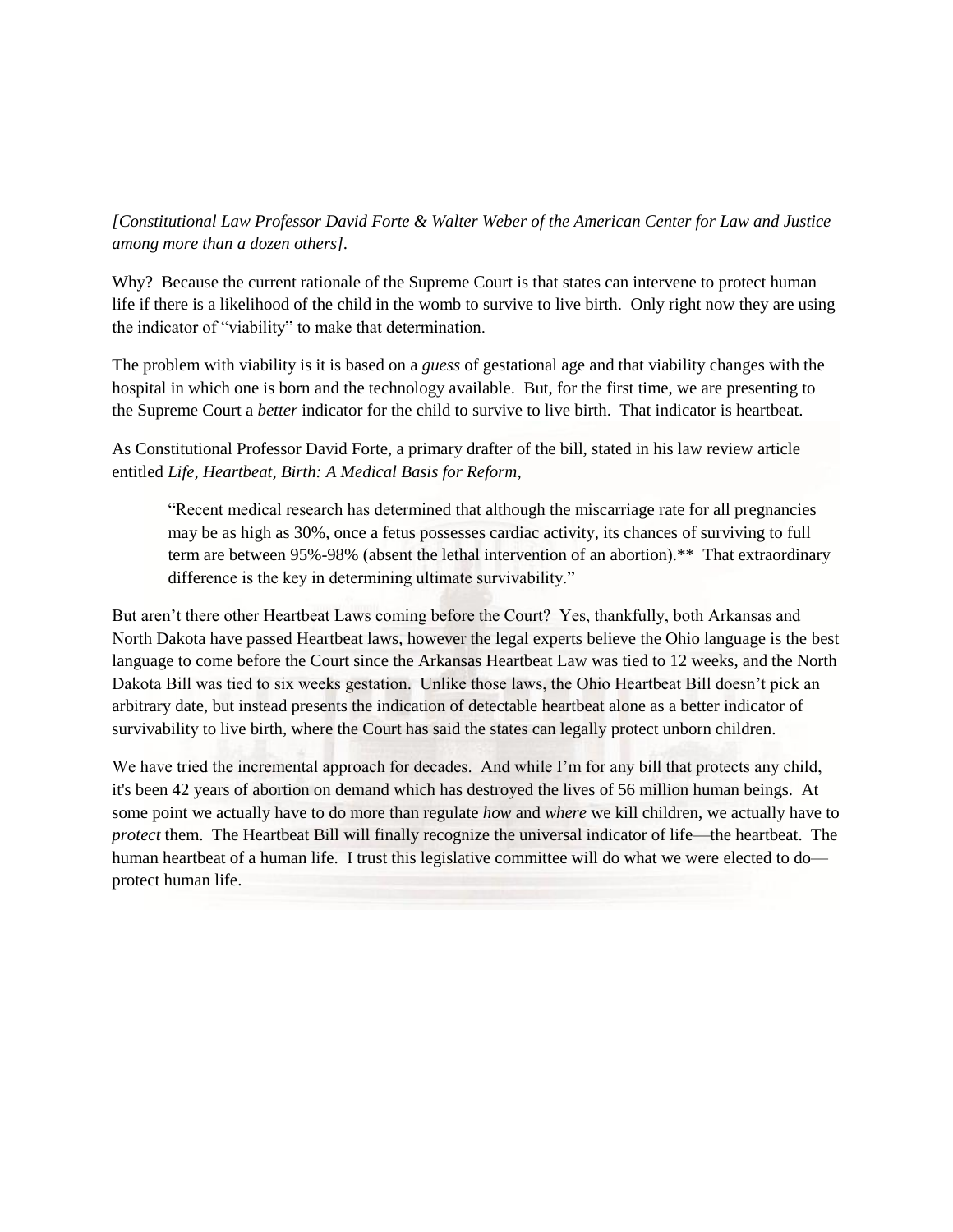*[Constitutional Law Professor David Forte & Walter Weber of the American Center for Law and Justice among more than a dozen others]*.

Why? Because the current rationale of the Supreme Court is that states can intervene to protect human life if there is a likelihood of the child in the womb to survive to live birth. Only right now they are using the indicator of "viability" to make that determination.

The problem with viability is it is based on a *guess* of gestational age and that viability changes with the hospital in which one is born and the technology available. But, for the first time, we are presenting to the Supreme Court a *better* indicator for the child to survive to live birth. That indicator is heartbeat.

As Constitutional Professor David Forte, a primary drafter of the bill, stated in his law review article entitled *Life, Heartbeat, Birth: A Medical Basis for Reform*,

> "Recent medical research has determined that although the miscarriage rate for all pregnancies may be as high as 30%, once a fetus possesses cardiac activity, its chances of surviving to full term are between 95%-98% (absent the lethal intervention of an abortion).** That extraordinary difference is the key in determining ultimate survivability."

But aren't there other Heartbeat Laws coming before the Court? Yes, thankfully, both Arkansas and North Dakota have passed Heartbeat laws, however the legal experts believe the Ohio language is the best language to come before the Court since the Arkansas Heartbeat Law was tied to 12 weeks, and the North Dakota Bill was tied to six weeks gestation. Unlike those laws, the Ohio Heartbeat Bill doesn't pick an arbitrary date, but instead presents the indication of detectable heartbeat alone as a better indicator of survivability to live birth, where the Court has said the states can legally protect unborn children.

We have tried the incremental approach for decades. And while I'm for any bill that protects any child, it's been 42 years of abortion on demand which has destroyed the lives of 56 million human beings. At some point we actually have to do more than regulate *how* and *where* we kill children, we actually have to *protect* them. The Heartbeat Bill will finally recognize the universal indicator of life—the heartbeat. The human heartbeat of a human life. I trust this legislative committee will do what we were elected to do—protect human life.